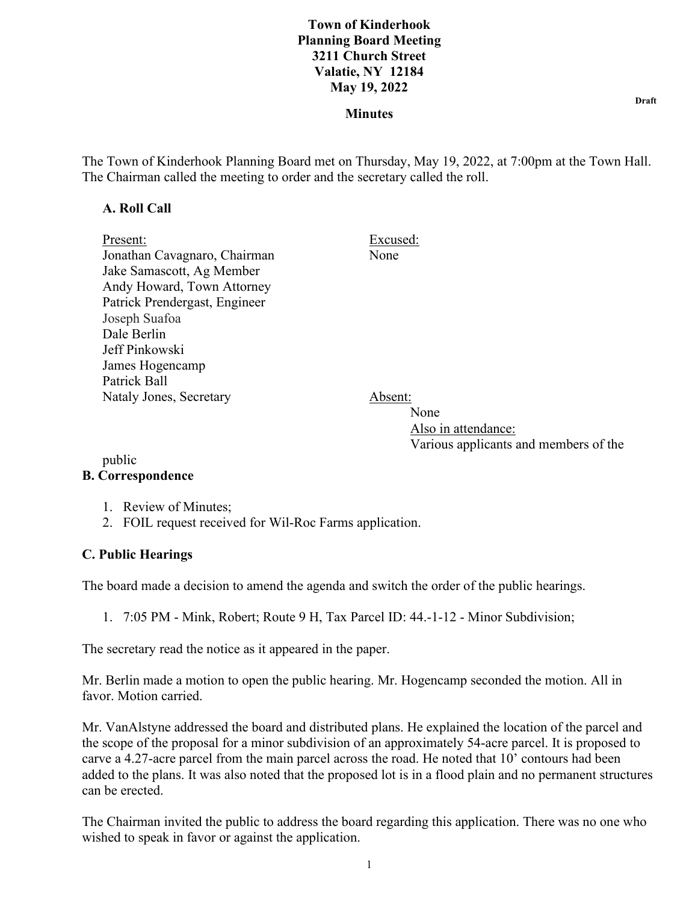**Town of Kinderhook**
**Planning Board Meeting**
**3211 Church Street**
**Valatie, NY 12184**
**May 19, 2022**

**Draft**

**Minutes**

The Town of Kinderhook Planning Board met on Thursday, May 19, 2022, at 7:00pm at the Town Hall. The Chairman called the meeting to order and the secretary called the roll.

**A. Roll Call**

Present:
Jonathan Cavagnaro, Chairman
Jake Samascott, Ag Member
Andy Howard, Town Attorney
Patrick Prendergast, Engineer
Joseph Suafoa
Dale Berlin
Jeff Pinkowski
James Hogencamp
Patrick Ball
Nataly Jones, Secretary

Excused:
None

Absent:
None

Also in attendance:
Various applicants and members of the public

**B. Correspondence**

1. Review of Minutes;
2. FOIL request received for Wil-Roc Farms application.

**C. Public Hearings**

The board made a decision to amend the agenda and switch the order of the public hearings.

1. 7:05 PM - Mink, Robert; Route 9 H, Tax Parcel ID: 44.-1-12 - Minor Subdivision;

The secretary read the notice as it appeared in the paper.

Mr. Berlin made a motion to open the public hearing. Mr. Hogencamp seconded the motion. All in favor. Motion carried.

Mr. VanAlstyne addressed the board and distributed plans. He explained the location of the parcel and the scope of the proposal for a minor subdivision of an approximately 54-acre parcel. It is proposed to carve a 4.27-acre parcel from the main parcel across the road. He noted that 10' contours had been added to the plans. It was also noted that the proposed lot is in a flood plain and no permanent structures can be erected.

The Chairman invited the public to address the board regarding this application. There was no one who wished to speak in favor or against the application.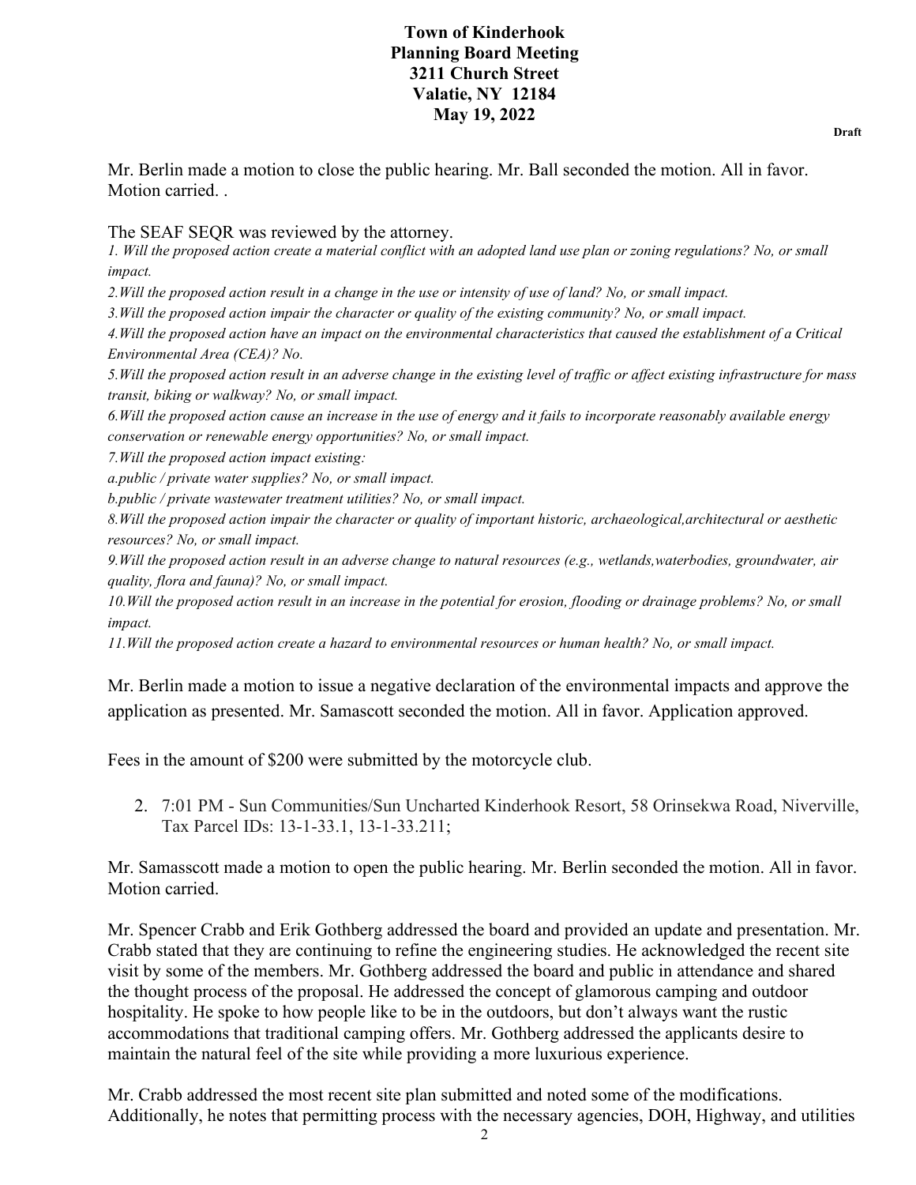**Town of Kinderhook**
**Planning Board Meeting**
**3211 Church Street**
**Valatie, NY 12184**
**May 19, 2022**

**Draft**

Mr. Berlin made a motion to close the public hearing. Mr. Ball seconded the motion. All in favor. Motion carried. .

The SEAF SEQR was reviewed by the attorney.

*1. Will the proposed action create a material conflict with an adopted land use plan or zoning regulations? No, or small impact.*

*2.Will the proposed action result in a change in the use or intensity of use of land? No, or small impact.*

*3.Will the proposed action impair the character or quality of the existing community? No, or small impact.*

*4.Will the proposed action have an impact on the environmental characteristics that caused the establishment of a Critical Environmental Area (CEA)? No.*

*5.Will the proposed action result in an adverse change in the existing level of traffic or affect existing infrastructure for mass transit, biking or walkway? No, or small impact.*

*6.Will the proposed action cause an increase in the use of energy and it fails to incorporate reasonably available energy conservation or renewable energy opportunities? No, or small impact.*

*7.Will the proposed action impact existing:*

*a.public / private water supplies? No, or small impact.*

*b.public / private wastewater treatment utilities? No, or small impact.*

*8.Will the proposed action impair the character or quality of important historic, archaeological,architectural or aesthetic resources? No, or small impact.*

*9.Will the proposed action result in an adverse change to natural resources (e.g., wetlands,waterbodies, groundwater, air quality, flora and fauna)? No, or small impact.*

*10.Will the proposed action result in an increase in the potential for erosion, flooding or drainage problems? No, or small impact.*

*11.Will the proposed action create a hazard to environmental resources or human health? No, or small impact.*

Mr. Berlin made a motion to issue a negative declaration of the environmental impacts and approve the application as presented. Mr. Samascott seconded the motion. All in favor. Application approved.

Fees in the amount of $200 were submitted by the motorcycle club.

2. 7:01 PM - Sun Communities/Sun Uncharted Kinderhook Resort, 58 Orinsekwa Road, Niverville, Tax Parcel IDs: 13-1-33.1, 13-1-33.211;

Mr. Samasscott made a motion to open the public hearing. Mr. Berlin seconded the motion. All in favor. Motion carried.

Mr. Spencer Crabb and Erik Gothberg addressed the board and provided an update and presentation. Mr. Crabb stated that they are continuing to refine the engineering studies. He acknowledged the recent site visit by some of the members. Mr. Gothberg addressed the board and public in attendance and shared the thought process of the proposal. He addressed the concept of glamorous camping and outdoor hospitality. He spoke to how people like to be in the outdoors, but don't always want the rustic accommodations that traditional camping offers. Mr. Gothberg addressed the applicants desire to maintain the natural feel of the site while providing a more luxurious experience.

Mr. Crabb addressed the most recent site plan submitted and noted some of the modifications. Additionally, he notes that permitting process with the necessary agencies, DOH, Highway, and utilities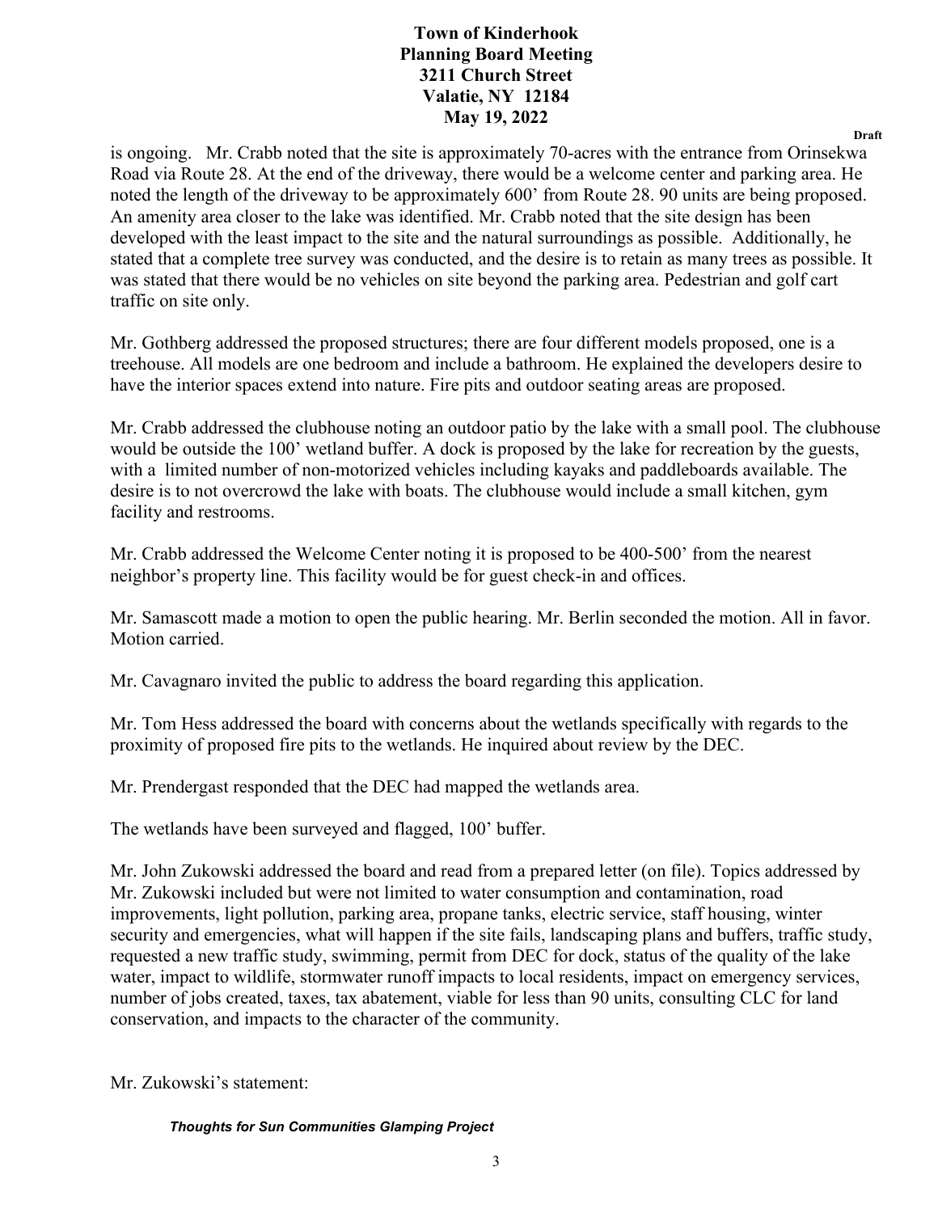is ongoing. Mr. Crabb noted that the site is approximately 70-acres with the entrance from Orinsekwa Road via Route 28. At the end of the driveway, there would be a welcome center and parking area. He noted the length of the driveway to be approximately 600' from Route 28. 90 units are being proposed. An amenity area closer to the lake was identified. Mr. Crabb noted that the site design has been developed with the least impact to the site and the natural surroundings as possible. Additionally, he stated that a complete tree survey was conducted, and the desire is to retain as many trees as possible. It was stated that there would be no vehicles on site beyond the parking area. Pedestrian and golf cart traffic on site only.

Mr. Gothberg addressed the proposed structures; there are four different models proposed, one is a treehouse. All models are one bedroom and include a bathroom. He explained the developers desire to have the interior spaces extend into nature. Fire pits and outdoor seating areas are proposed.

Mr. Crabb addressed the clubhouse noting an outdoor patio by the lake with a small pool. The clubhouse would be outside the 100' wetland buffer. A dock is proposed by the lake for recreation by the guests, with a limited number of non-motorized vehicles including kayaks and paddleboards available. The desire is to not overcrowd the lake with boats. The clubhouse would include a small kitchen, gym facility and restrooms.

Mr. Crabb addressed the Welcome Center noting it is proposed to be 400-500' from the nearest neighbor's property line. This facility would be for guest check-in and offices.

Mr. Samascott made a motion to open the public hearing. Mr. Berlin seconded the motion. All in favor. Motion carried.

Mr. Cavagnaro invited the public to address the board regarding this application.

Mr. Tom Hess addressed the board with concerns about the wetlands specifically with regards to the proximity of proposed fire pits to the wetlands. He inquired about review by the DEC.

Mr. Prendergast responded that the DEC had mapped the wetlands area.

The wetlands have been surveyed and flagged, 100' buffer.

Mr. John Zukowski addressed the board and read from a prepared letter (on file). Topics addressed by Mr. Zukowski included but were not limited to water consumption and contamination, road improvements, light pollution, parking area, propane tanks, electric service, staff housing, winter security and emergencies, what will happen if the site fails, landscaping plans and buffers, traffic study, requested a new traffic study, swimming, permit from DEC for dock, status of the quality of the lake water, impact to wildlife, stormwater runoff impacts to local residents, impact on emergency services, number of jobs created, taxes, tax abatement, viable for less than 90 units, consulting CLC for land conservation, and impacts to the character of the community.

Mr. Zukowski's statement:

***Thoughts for Sun Communities Glamping Project***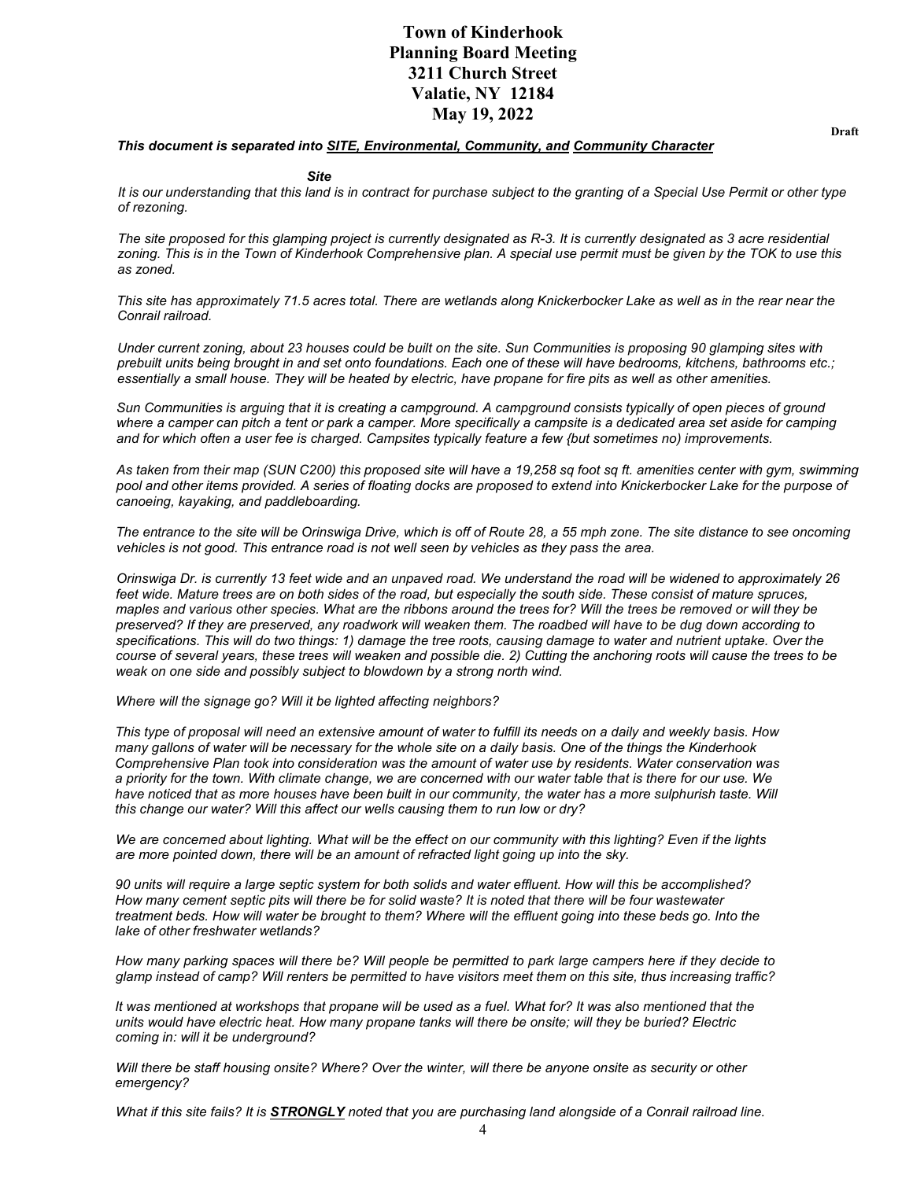# Town of Kinderhook
# Planning Board Meeting
# 3211 Church Street
# Valatie, NY 12184
# May 19, 2022

**Draft**

***This document is separated into <u>SITE, Environmental, Community, and</u> <u>Community Character</u>***

***Site***

*It is our understanding that this land is in contract for purchase subject to the granting of a Special Use Permit or other type of rezoning.*

*The site proposed for this glamping project is currently designated as R-3. It is currently designated as 3 acre residential zoning. This is in the Town of Kinderhook Comprehensive plan. A special use permit must be given by the TOK to use this as zoned.*

*This site has approximately 71.5 acres total. There are wetlands along Knickerbocker Lake as well as in the rear near the Conrail railroad.*

*Under current zoning, about 23 houses could be built on the site. Sun Communities is proposing 90 glamping sites with prebuilt units being brought in and set onto foundations. Each one of these will have bedrooms, kitchens, bathrooms etc.; essentially a small house. They will be heated by electric, have propane for fire pits as well as other amenities.*

*Sun Communities is arguing that it is creating a campground. A campground consists typically of open pieces of ground where a camper can pitch a tent or park a camper. More specifically a campsite is a dedicated area set aside for camping and for which often a user fee is charged. Campsites typically feature a few {but sometimes no) improvements.*

*As taken from their map (SUN C200) this proposed site will have a 19,258 sq foot sq ft. amenities center with gym, swimming pool and other items provided. A series of floating docks are proposed to extend into Knickerbocker Lake for the purpose of canoeing, kayaking, and paddleboarding.*

*The entrance to the site will be Orinswiga Drive, which is off of Route 28, a 55 mph zone. The site distance to see oncoming vehicles is not good. This entrance road is not well seen by vehicles as they pass the area.*

*Orinswiga Dr. is currently 13 feet wide and an unpaved road. We understand the road will be widened to approximately 26 feet wide. Mature trees are on both sides of the road, but especially the south side. These consist of mature spruces, maples and various other species. What are the ribbons around the trees for? Will the trees be removed or will they be preserved? If they are preserved, any roadwork will weaken them. The roadbed will have to be dug down according to specifications. This will do two things: 1) damage the tree roots, causing damage to water and nutrient uptake. Over the course of several years, these trees will weaken and possible die. 2) Cutting the anchoring roots will cause the trees to be weak on one side and possibly subject to blowdown by a strong north wind.*

*Where will the signage go? Will it be lighted affecting neighbors?*

*This type of proposal will need an extensive amount of water to fulfill its needs on a daily and weekly basis. How many gallons of water will be necessary for the whole site on a daily basis. One of the things the Kinderhook Comprehensive Plan took into consideration was the amount of water use by residents. Water conservation was a priority for the town. With climate change, we are concerned with our water table that is there for our use. We have noticed that as more houses have been built in our community, the water has a more sulphurish taste. Will this change our water? Will this affect our wells causing them to run low or dry?*

*We are concerned about lighting. What will be the effect on our community with this lighting? Even if the lights are more pointed down, there will be an amount of refracted light going up into the sky.*

*90 units will require a large septic system for both solids and water effluent. How will this be accomplished? How many cement septic pits will there be for solid waste? It is noted that there will be four wastewater treatment beds. How will water be brought to them? Where will the effluent going into these beds go. Into the lake of other freshwater wetlands?*

*How many parking spaces will there be? Will people be permitted to park large campers here if they decide to glamp instead of camp? Will renters be permitted to have visitors meet them on this site, thus increasing traffic?*

*It was mentioned at workshops that propane will be used as a fuel. What for? It was also mentioned that the units would have electric heat. How many propane tanks will there be onsite; will they be buried? Electric coming in: will it be underground?*

*Will there be staff housing onsite? Where? Over the winter, will there be anyone onsite as security or other emergency?*

*What if this site fails? It is **<u>STRONGLY</u>** noted that you are purchasing land alongside of a Conrail railroad line.*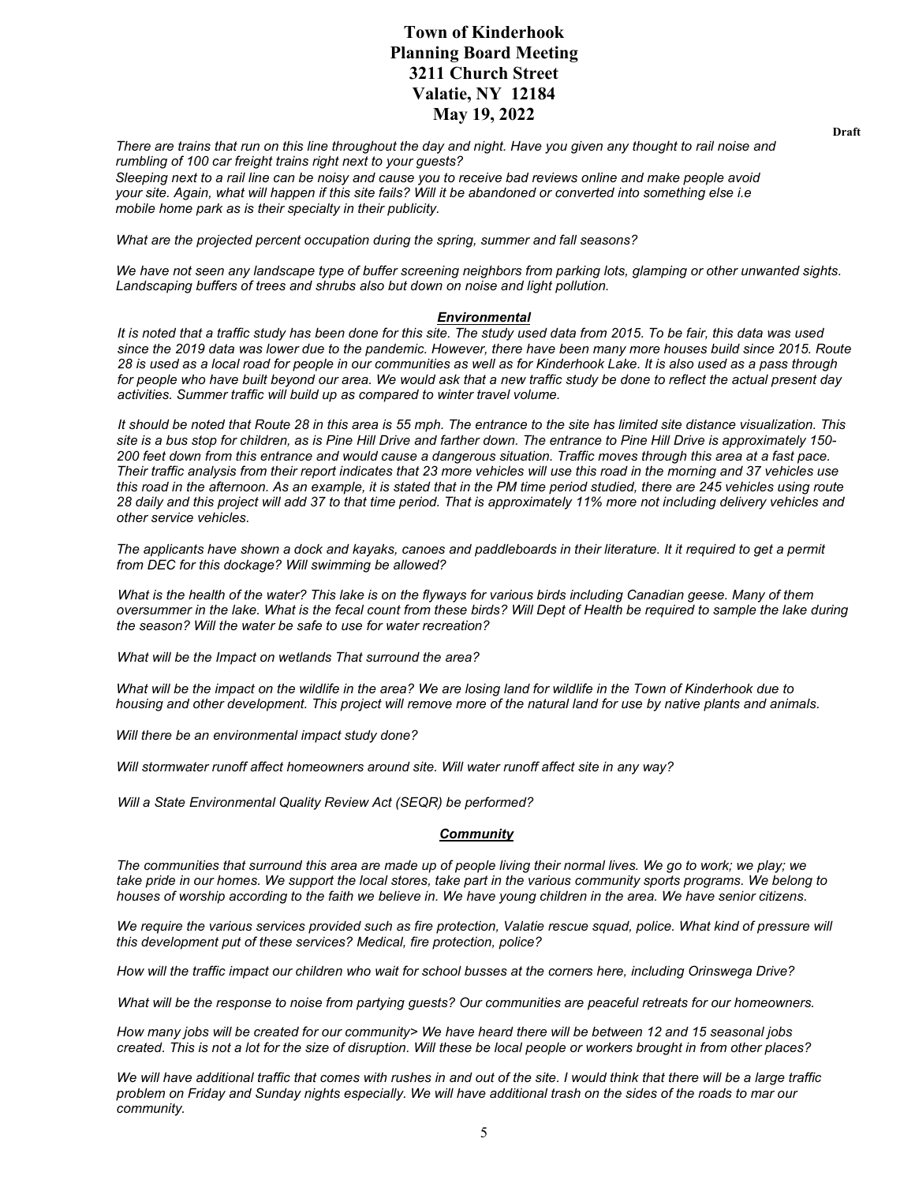*There are trains that run on this line throughout the day and night. Have you given any thought to rail noise and rumbling of 100 car freight trains right next to your guests?*
*Sleeping next to a rail line can be noisy and cause you to receive bad reviews online and make people avoid your site. Again, what will happen if this site fails? Will it be abandoned or converted into something else i.e mobile home park as is their specialty in their publicity.*

*What are the projected percent occupation during the spring, summer and fall seasons?*

*We have not seen any landscape type of buffer screening neighbors from parking lots, glamping or other unwanted sights. Landscaping buffers of trees and shrubs also but down on noise and light pollution.*

***Environmental***

*It is noted that a traffic study has been done for this site. The study used data from 2015. To be fair, this data was used since the 2019 data was lower due to the pandemic. However, there have been many more houses build since 2015. Route 28 is used as a local road for people in our communities as well as for Kinderhook Lake. It is also used as a pass through for people who have built beyond our area. We would ask that a new traffic study be done to reflect the actual present day activities. Summer traffic will build up as compared to winter travel volume.*

*It should be noted that Route 28 in this area is 55 mph. The entrance to the site has limited site distance visualization. This site is a bus stop for children, as is Pine Hill Drive and farther down. The entrance to Pine Hill Drive is approximately 150-200 feet down from this entrance and would cause a dangerous situation. Traffic moves through this area at a fast pace. Their traffic analysis from their report indicates that 23 more vehicles will use this road in the morning and 37 vehicles use this road in the afternoon. As an example, it is stated that in the PM time period studied, there are 245 vehicles using route 28 daily and this project will add 37 to that time period. That is approximately 11% more not including delivery vehicles and other service vehicles.*

*The applicants have shown a dock and kayaks, canoes and paddleboards in their literature. It it required to get a permit from DEC for this dockage? Will swimming be allowed?*

*What is the health of the water? This lake is on the flyways for various birds including Canadian geese. Many of them oversummer in the lake. What is the fecal count from these birds? Will Dept of Health be required to sample the lake during the season? Will the water be safe to use for water recreation?*

*What will be the Impact on wetlands That surround the area?*

*What will be the impact on the wildlife in the area? We are losing land for wildlife in the Town of Kinderhook due to housing and other development. This project will remove more of the natural land for use by native plants and animals.*

*Will there be an environmental impact study done?*

*Will stormwater runoff affect homeowners around site. Will water runoff affect site in any way?*

*Will a State Environmental Quality Review Act (SEQR) be performed?*

***Community***

*The communities that surround this area are made up of people living their normal lives. We go to work; we play; we take pride in our homes. We support the local stores, take part in the various community sports programs. We belong to houses of worship according to the faith we believe in. We have young children in the area. We have senior citizens.*

*We require the various services provided such as fire protection, Valatie rescue squad, police. What kind of pressure will this development put of these services? Medical, fire protection, police?*

*How will the traffic impact our children who wait for school busses at the corners here, including Orinswega Drive?*

*What will be the response to noise from partying guests? Our communities are peaceful retreats for our homeowners.*

*How many jobs will be created for our community> We have heard there will be between 12 and 15 seasonal jobs created. This is not a lot for the size of disruption. Will these be local people or workers brought in from other places?*

*We will have additional traffic that comes with rushes in and out of the site. I would think that there will be a large traffic problem on Friday and Sunday nights especially. We will have additional trash on the sides of the roads to mar our community.*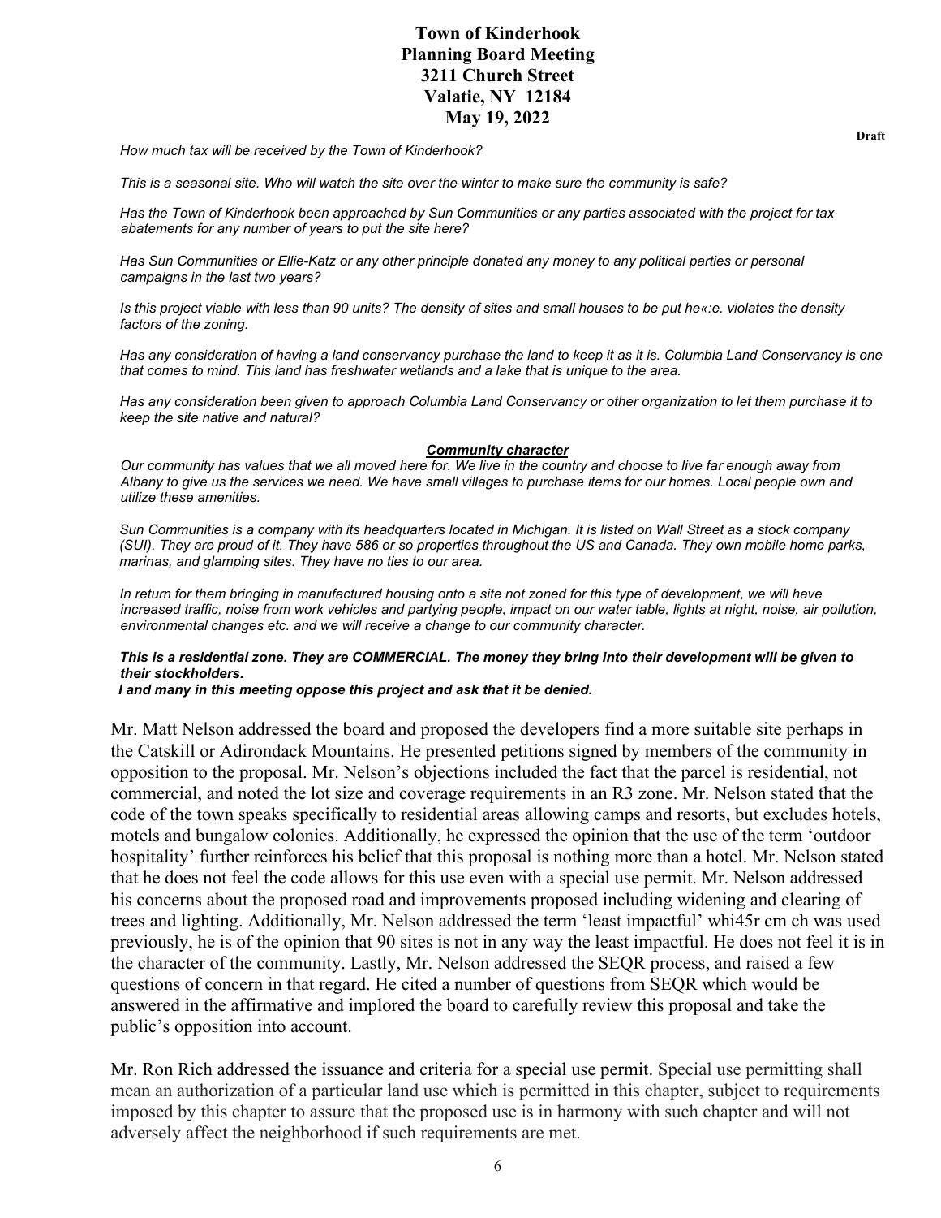# Town of Kinderhook
# Planning Board Meeting
# 3211 Church Street
# Valatie, NY 12184
# May 19, 2022

**Draft**

*How much tax will be received by the Town of Kinderhook?*

*This is a seasonal site. Who will watch the site over the winter to make sure the community is safe?*

*Has the Town of Kinderhook been approached by Sun Communities or any parties associated with the project for tax abatements for any number of years to put the site here?*

*Has Sun Communities or Ellie-Katz or any other principle donated any money to any political parties or personal campaigns in the last two years?*

*Is this project viable with less than 90 units? The density of sites and small houses to be put he«:e. violates the density factors of the zoning.*

*Has any consideration of having a land conservancy purchase the land to keep it as it is. Columbia Land Conservancy is one that comes to mind. This land has freshwater wetlands and a lake that is unique to the area.*

*Has any consideration been given to approach Columbia Land Conservancy or other organization to let them purchase it to keep the site native and natural?*

***Community character***

*Our community has values that we all moved here for. We live in the country and choose to live far enough away from Albany to give us the services we need. We have small villages to purchase items for our homes. Local people own and utilize these amenities.*

*Sun Communities is a company with its headquarters located in Michigan. It is listed on Wall Street as a stock company (SUI). They are proud of it. They have 586 or so properties throughout the US and Canada. They own mobile home parks, marinas, and glamping sites. They have no ties to our area.*

*In return for them bringing in manufactured housing onto a site not zoned for this type of development, we will have increased traffic, noise from work vehicles and partying people, impact on our water table, lights at night, noise, air pollution, environmental changes etc. and we will receive a change to our community character.*

***This is a residential zone. They are COMMERCIAL. The money they bring into their development will be given to their stockholders.***
***I and many in this meeting oppose this project and ask that it be denied.***

Mr. Matt Nelson addressed the board and proposed the developers find a more suitable site perhaps in the Catskill or Adirondack Mountains. He presented petitions signed by members of the community in opposition to the proposal. Mr. Nelson's objections included the fact that the parcel is residential, not commercial, and noted the lot size and coverage requirements in an R3 zone. Mr. Nelson stated that the code of the town speaks specifically to residential areas allowing camps and resorts, but excludes hotels, motels and bungalow colonies. Additionally, he expressed the opinion that the use of the term 'outdoor hospitality' further reinforces his belief that this proposal is nothing more than a hotel. Mr. Nelson stated that he does not feel the code allows for this use even with a special use permit. Mr. Nelson addressed his concerns about the proposed road and improvements proposed including widening and clearing of trees and lighting. Additionally, Mr. Nelson addressed the term 'least impactful' whi45r cm ch was used previously, he is of the opinion that 90 sites is not in any way the least impactful. He does not feel it is in the character of the community. Lastly, Mr. Nelson addressed the SEQR process, and raised a few questions of concern in that regard. He cited a number of questions from SEQR which would be answered in the affirmative and implored the board to carefully review this proposal and take the public's opposition into account.

Mr. Ron Rich addressed the issuance and criteria for a special use permit. Special use permitting shall mean an authorization of a particular land use which is permitted in this chapter, subject to requirements imposed by this chapter to assure that the proposed use is in harmony with such chapter and will not adversely affect the neighborhood if such requirements are met.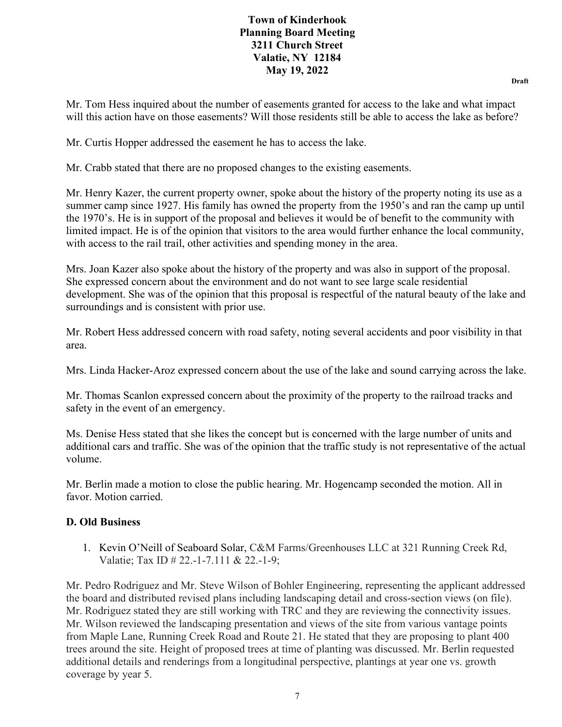Mr. Tom Hess inquired about the number of easements granted for access to the lake and what impact will this action have on those easements? Will those residents still be able to access the lake as before?

Mr. Curtis Hopper addressed the easement he has to access the lake.

Mr. Crabb stated that there are no proposed changes to the existing easements.

Mr. Henry Kazer, the current property owner, spoke about the history of the property noting its use as a summer camp since 1927. His family has owned the property from the 1950's and ran the camp up until the 1970's. He is in support of the proposal and believes it would be of benefit to the community with limited impact. He is of the opinion that visitors to the area would further enhance the local community, with access to the rail trail, other activities and spending money in the area.

Mrs. Joan Kazer also spoke about the history of the property and was also in support of the proposal. She expressed concern about the environment and do not want to see large scale residential development. She was of the opinion that this proposal is respectful of the natural beauty of the lake and surroundings and is consistent with prior use.

Mr. Robert Hess addressed concern with road safety, noting several accidents and poor visibility in that area.

Mrs. Linda Hacker-Aroz expressed concern about the use of the lake and sound carrying across the lake.

Mr. Thomas Scanlon expressed concern about the proximity of the property to the railroad tracks and safety in the event of an emergency.

Ms. Denise Hess stated that she likes the concept but is concerned with the large number of units and additional cars and traffic. She was of the opinion that the traffic study is not representative of the actual volume.

Mr. Berlin made a motion to close the public hearing. Mr. Hogencamp seconded the motion. All in favor. Motion carried.

## D. Old Business

1. Kevin O'Neill of Seaboard Solar, C&M Farms/Greenhouses LLC at 321 Running Creek Rd, Valatie; Tax ID # 22.-1-7.111 & 22.-1-9;

Mr. Pedro Rodriguez and Mr. Steve Wilson of Bohler Engineering, representing the applicant addressed the board and distributed revised plans including landscaping detail and cross-section views (on file). Mr. Rodriguez stated they are still working with TRC and they are reviewing the connectivity issues. Mr. Wilson reviewed the landscaping presentation and views of the site from various vantage points from Maple Lane, Running Creek Road and Route 21. He stated that they are proposing to plant 400 trees around the site. Height of proposed trees at time of planting was discussed. Mr. Berlin requested additional details and renderings from a longitudinal perspective, plantings at year one vs. growth coverage by year 5.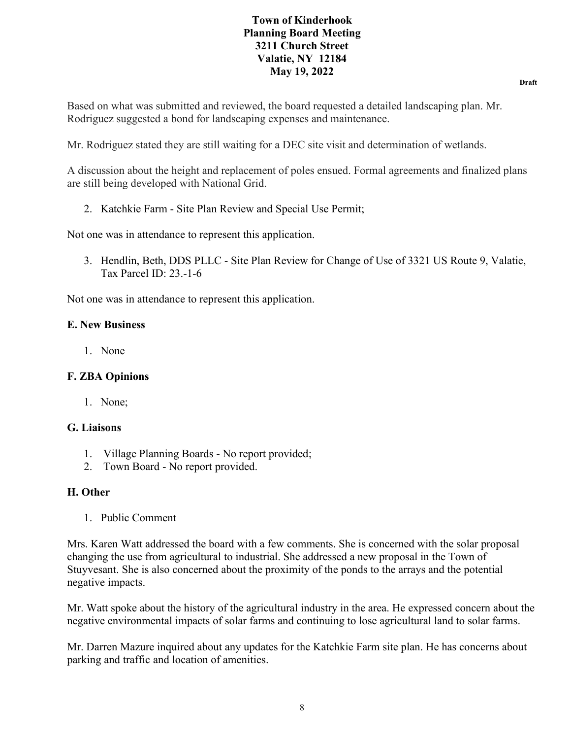Based on what was submitted and reviewed, the board requested a detailed landscaping plan. Mr. Rodriguez suggested a bond for landscaping expenses and maintenance.

Mr. Rodriguez stated they are still waiting for a DEC site visit and determination of wetlands.

A discussion about the height and replacement of poles ensued. Formal agreements and finalized plans are still being developed with National Grid.

2. Katchkie Farm - Site Plan Review and Special Use Permit;

Not one was in attendance to represent this application.

3. Hendlin, Beth, DDS PLLC - Site Plan Review for Change of Use of 3321 US Route 9, Valatie, Tax Parcel ID: 23.-1-6

Not one was in attendance to represent this application.

### E. New Business

1. None

### F. ZBA Opinions

1. None;

### G. Liaisons

1. Village Planning Boards - No report provided;
2. Town Board - No report provided.

### H. Other

1. Public Comment

Mrs. Karen Watt addressed the board with a few comments. She is concerned with the solar proposal changing the use from agricultural to industrial. She addressed a new proposal in the Town of Stuyvesant. She is also concerned about the proximity of the ponds to the arrays and the potential negative impacts.

Mr. Watt spoke about the history of the agricultural industry in the area. He expressed concern about the negative environmental impacts of solar farms and continuing to lose agricultural land to solar farms.

Mr. Darren Mazure inquired about any updates for the Katchkie Farm site plan. He has concerns about parking and traffic and location of amenities.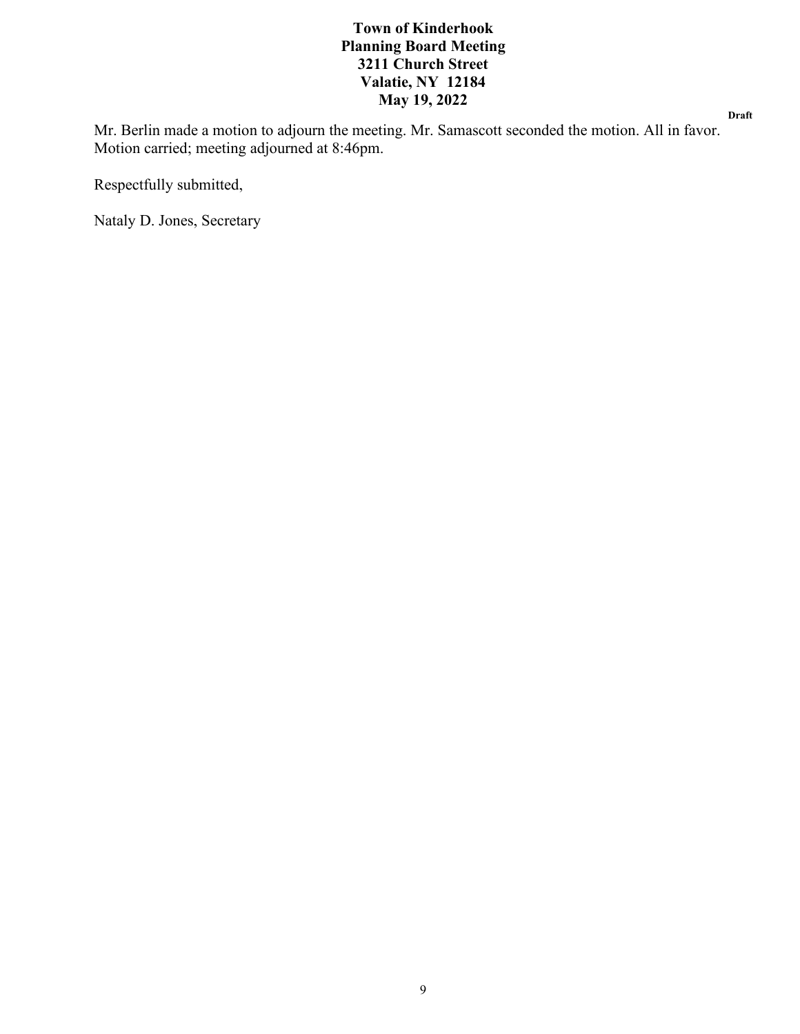Mr. Berlin made a motion to adjourn the meeting. Mr. Samascott seconded the motion. All in favor. Motion carried; meeting adjourned at 8:46pm.

Respectfully submitted,

Nataly D. Jones, Secretary